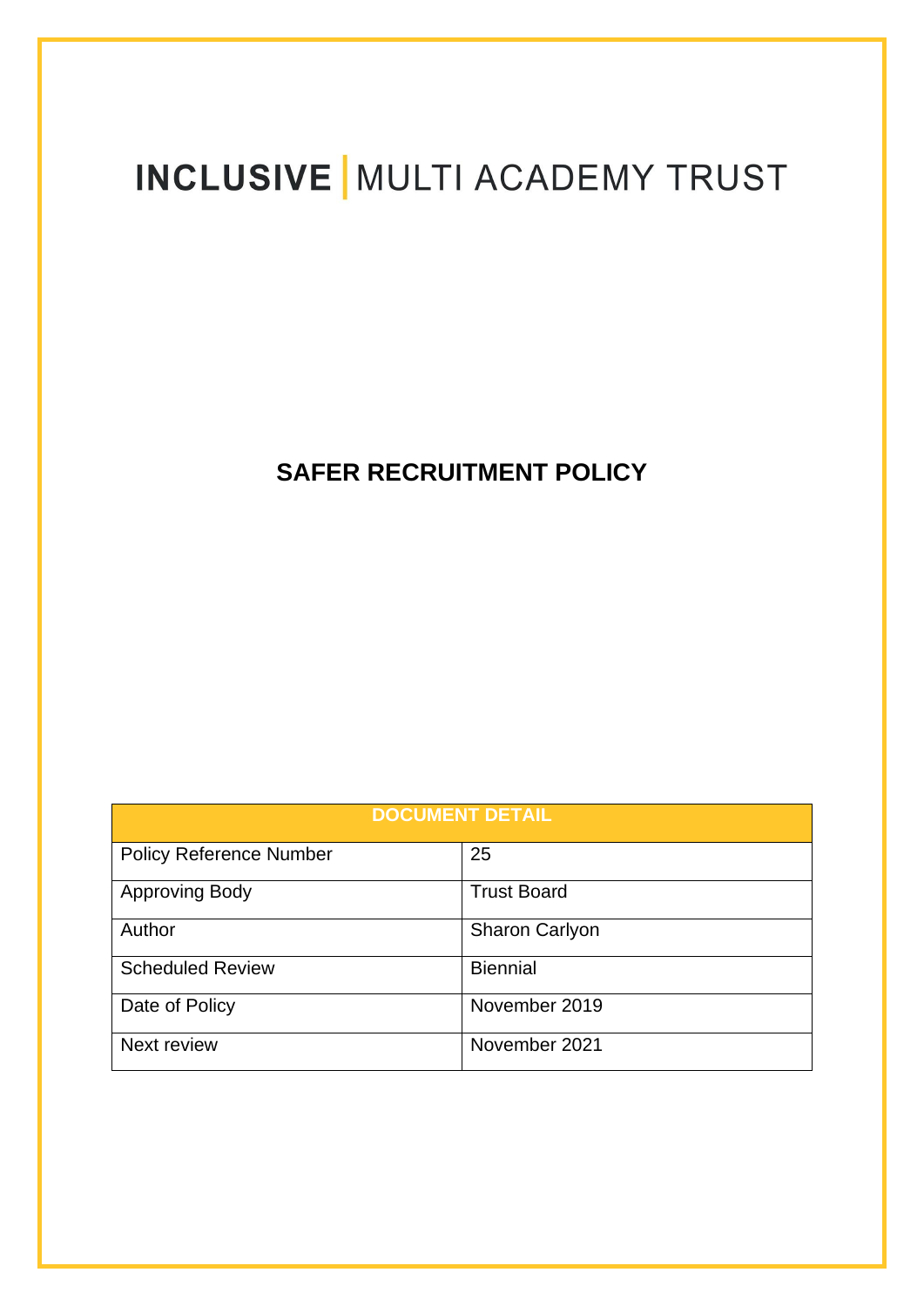# INCLUSIVE | MULTI ACADEMY TRUST

## SAFER RECRUITMENT POLICY

| DOCUMENT DETAIL | |
|---|---|
| Policy Reference Number | 25 |
| Approving Body | Trust Board |
| Author | Sharon Carlyon |
| Scheduled Review | Biennial |
| Date of Policy | November 2019 |
| Next review | November 2021 |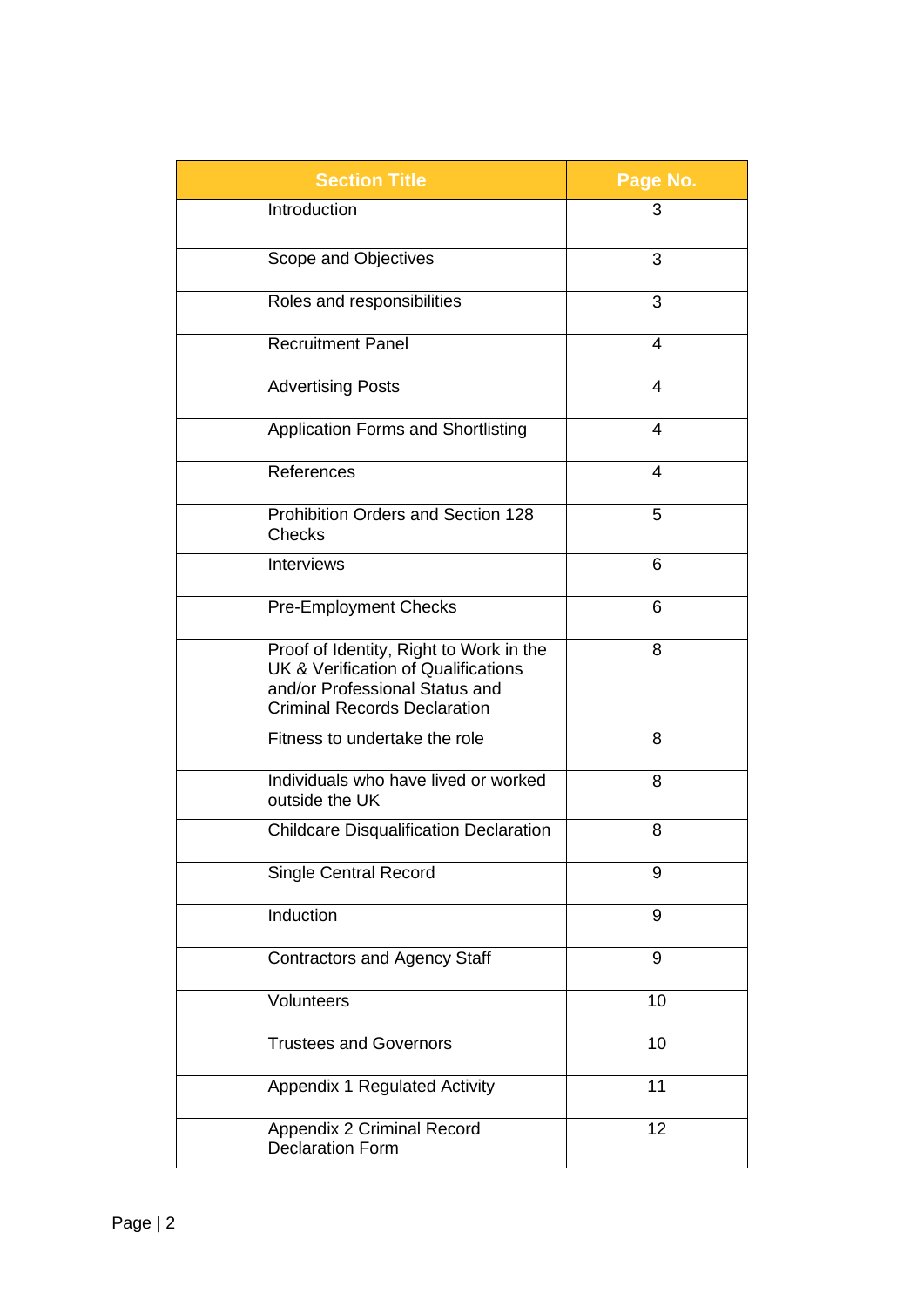| Section Title | Page No. |
| --- | --- |
| Introduction | 3 |
| Scope and Objectives | 3 |
| Roles and responsibilities | 3 |
| Recruitment Panel | 4 |
| Advertising Posts | 4 |
| Application Forms and Shortlisting | 4 |
| References | 4 |
| Prohibition Orders and Section 128 Checks | 5 |
| Interviews | 6 |
| Pre-Employment Checks | 6 |
| Proof of Identity, Right to Work in the UK & Verification of Qualifications and/or Professional Status and Criminal Records Declaration | 8 |
| Fitness to undertake the role | 8 |
| Individuals who have lived or worked outside the UK | 8 |
| Childcare Disqualification Declaration | 8 |
| Single Central Record | 9 |
| Induction | 9 |
| Contractors and Agency Staff | 9 |
| Volunteers | 10 |
| Trustees and Governors | 10 |
| Appendix 1 Regulated Activity | 11 |
| Appendix 2 Criminal Record Declaration Form | 12 |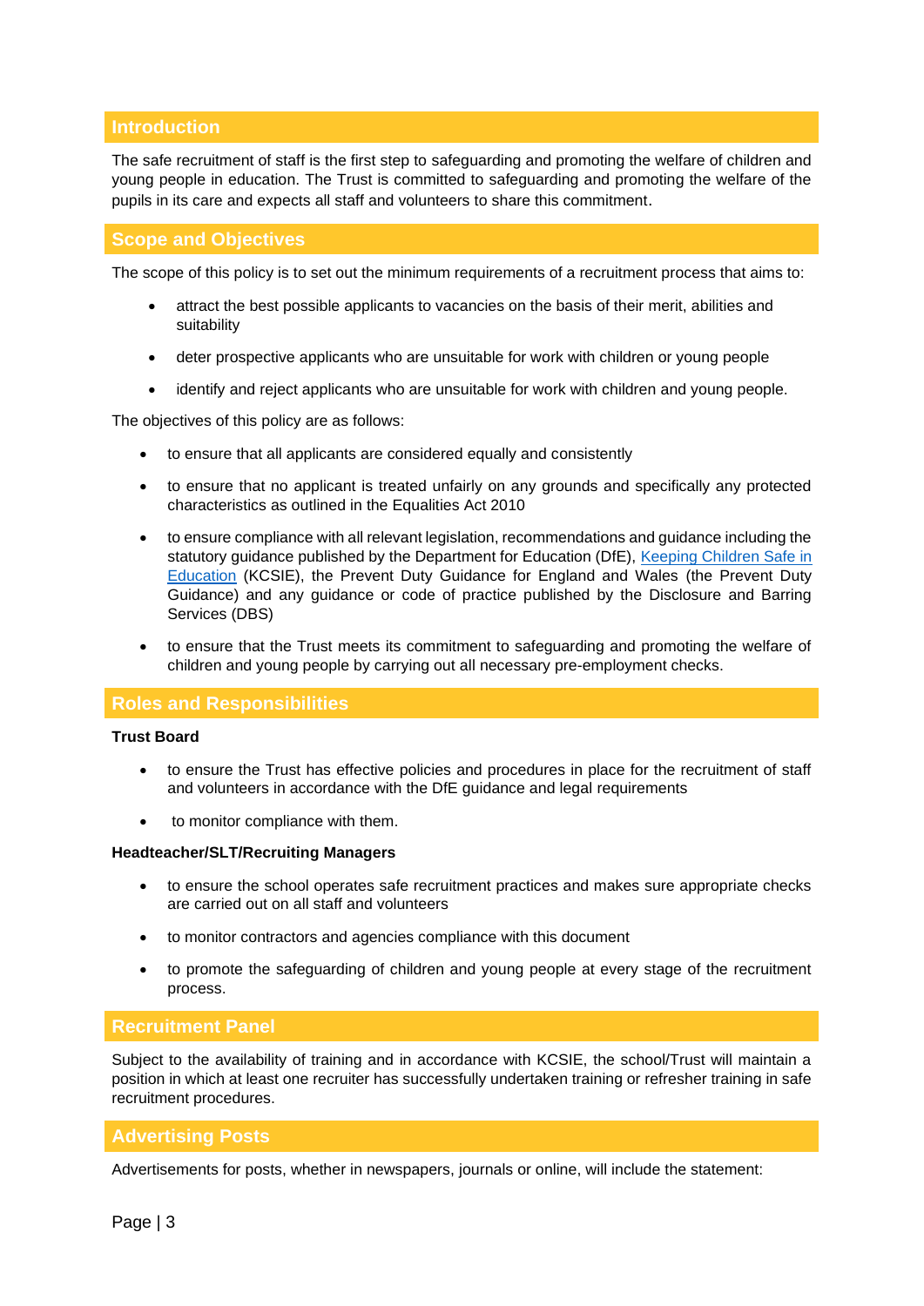## Introduction

The safe recruitment of staff is the first step to safeguarding and promoting the welfare of children and young people in education. The Trust is committed to safeguarding and promoting the welfare of the pupils in its care and expects all staff and volunteers to share this commitment.

## Scope and Objectives

The scope of this policy is to set out the minimum requirements of a recruitment process that aims to:

- attract the best possible applicants to vacancies on the basis of their merit, abilities and suitability
- deter prospective applicants who are unsuitable for work with children or young people
- identify and reject applicants who are unsuitable for work with children and young people.

The objectives of this policy are as follows:

- to ensure that all applicants are considered equally and consistently
- to ensure that no applicant is treated unfairly on any grounds and specifically any protected characteristics as outlined in the Equalities Act 2010
- to ensure compliance with all relevant legislation, recommendations and guidance including the statutory guidance published by the Department for Education (DfE), Keeping Children Safe in Education (KCSIE), the Prevent Duty Guidance for England and Wales (the Prevent Duty Guidance) and any guidance or code of practice published by the Disclosure and Barring Services (DBS)
- to ensure that the Trust meets its commitment to safeguarding and promoting the welfare of children and young people by carrying out all necessary pre-employment checks.

## Roles and Responsibilities

**Trust Board**

- to ensure the Trust has effective policies and procedures in place for the recruitment of staff and volunteers in accordance with the DfE guidance and legal requirements
- to monitor compliance with them.

**Headteacher/SLT/Recruiting Managers**

- to ensure the school operates safe recruitment practices and makes sure appropriate checks are carried out on all staff and volunteers
- to monitor contractors and agencies compliance with this document
- to promote the safeguarding of children and young people at every stage of the recruitment process.

## Recruitment Panel

Subject to the availability of training and in accordance with KCSIE, the school/Trust will maintain a position in which at least one recruiter has successfully undertaken training or refresher training in safe recruitment procedures.

## Advertising Posts

Advertisements for posts, whether in newspapers, journals or online, will include the statement: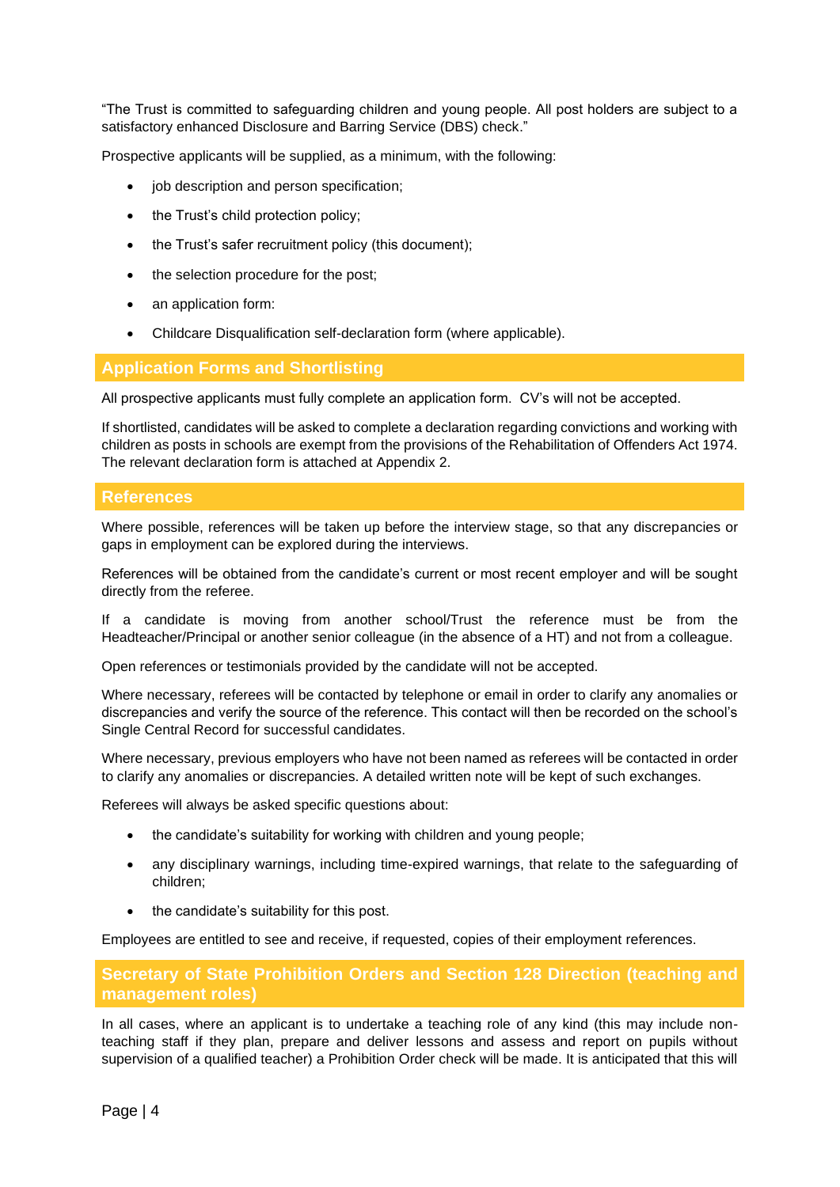"The Trust is committed to safeguarding children and young people. All post holders are subject to a satisfactory enhanced Disclosure and Barring Service (DBS) check."

Prospective applicants will be supplied, as a minimum, with the following:

- job description and person specification;
- the Trust's child protection policy;
- the Trust's safer recruitment policy (this document);
- the selection procedure for the post;
- an application form:
- Childcare Disqualification self-declaration form (where applicable).

## Application Forms and Shortlisting

All prospective applicants must fully complete an application form. CV's will not be accepted.

If shortlisted, candidates will be asked to complete a declaration regarding convictions and working with children as posts in schools are exempt from the provisions of the Rehabilitation of Offenders Act 1974. The relevant declaration form is attached at Appendix 2.

## References

Where possible, references will be taken up before the interview stage, so that any discrepancies or gaps in employment can be explored during the interviews.

References will be obtained from the candidate's current or most recent employer and will be sought directly from the referee.

If a candidate is moving from another school/Trust the reference must be from the Headteacher/Principal or another senior colleague (in the absence of a HT) and not from a colleague.

Open references or testimonials provided by the candidate will not be accepted.

Where necessary, referees will be contacted by telephone or email in order to clarify any anomalies or discrepancies and verify the source of the reference. This contact will then be recorded on the school's Single Central Record for successful candidates.

Where necessary, previous employers who have not been named as referees will be contacted in order to clarify any anomalies or discrepancies. A detailed written note will be kept of such exchanges.

Referees will always be asked specific questions about:

- the candidate's suitability for working with children and young people;
- any disciplinary warnings, including time-expired warnings, that relate to the safeguarding of children;
- the candidate's suitability for this post.

Employees are entitled to see and receive, if requested, copies of their employment references.

## Secretary of State Prohibition Orders and Section 128 Direction (teaching and management roles)

In all cases, where an applicant is to undertake a teaching role of any kind (this may include non-teaching staff if they plan, prepare and deliver lessons and assess and report on pupils without supervision of a qualified teacher) a Prohibition Order check will be made. It is anticipated that this will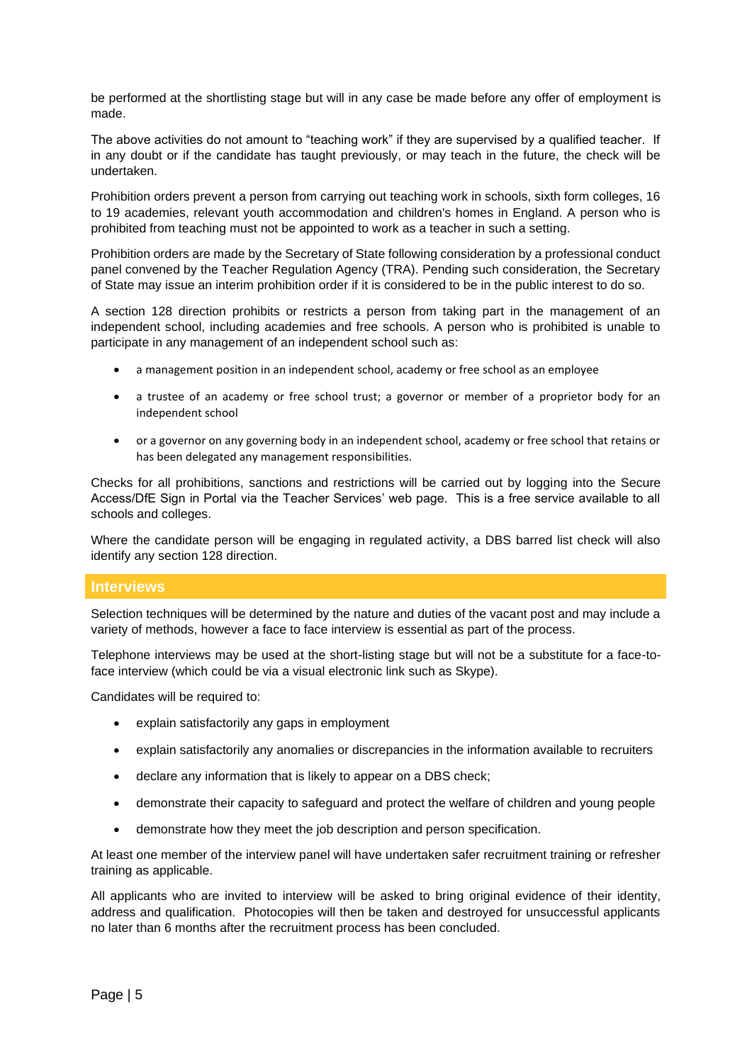be performed at the shortlisting stage but will in any case be made before any offer of employment is made.

The above activities do not amount to "teaching work" if they are supervised by a qualified teacher. If in any doubt or if the candidate has taught previously, or may teach in the future, the check will be undertaken.

Prohibition orders prevent a person from carrying out teaching work in schools, sixth form colleges, 16 to 19 academies, relevant youth accommodation and children's homes in England. A person who is prohibited from teaching must not be appointed to work as a teacher in such a setting.

Prohibition orders are made by the Secretary of State following consideration by a professional conduct panel convened by the Teacher Regulation Agency (TRA). Pending such consideration, the Secretary of State may issue an interim prohibition order if it is considered to be in the public interest to do so.

A section 128 direction prohibits or restricts a person from taking part in the management of an independent school, including academies and free schools. A person who is prohibited is unable to participate in any management of an independent school such as:

- a management position in an independent school, academy or free school as an employee
- a trustee of an academy or free school trust; a governor or member of a proprietor body for an independent school
- or a governor on any governing body in an independent school, academy or free school that retains or has been delegated any management responsibilities.

Checks for all prohibitions, sanctions and restrictions will be carried out by logging into the Secure Access/DfE Sign in Portal via the Teacher Services' web page. This is a free service available to all schools and colleges.

Where the candidate person will be engaging in regulated activity, a DBS barred list check will also identify any section 128 direction.

## Interviews

Selection techniques will be determined by the nature and duties of the vacant post and may include a variety of methods, however a face to face interview is essential as part of the process.

Telephone interviews may be used at the short-listing stage but will not be a substitute for a face-to-face interview (which could be via a visual electronic link such as Skype).

Candidates will be required to:

- explain satisfactorily any gaps in employment
- explain satisfactorily any anomalies or discrepancies in the information available to recruiters
- declare any information that is likely to appear on a DBS check;
- demonstrate their capacity to safeguard and protect the welfare of children and young people
- demonstrate how they meet the job description and person specification.

At least one member of the interview panel will have undertaken safer recruitment training or refresher training as applicable.

All applicants who are invited to interview will be asked to bring original evidence of their identity, address and qualification. Photocopies will then be taken and destroyed for unsuccessful applicants no later than 6 months after the recruitment process has been concluded.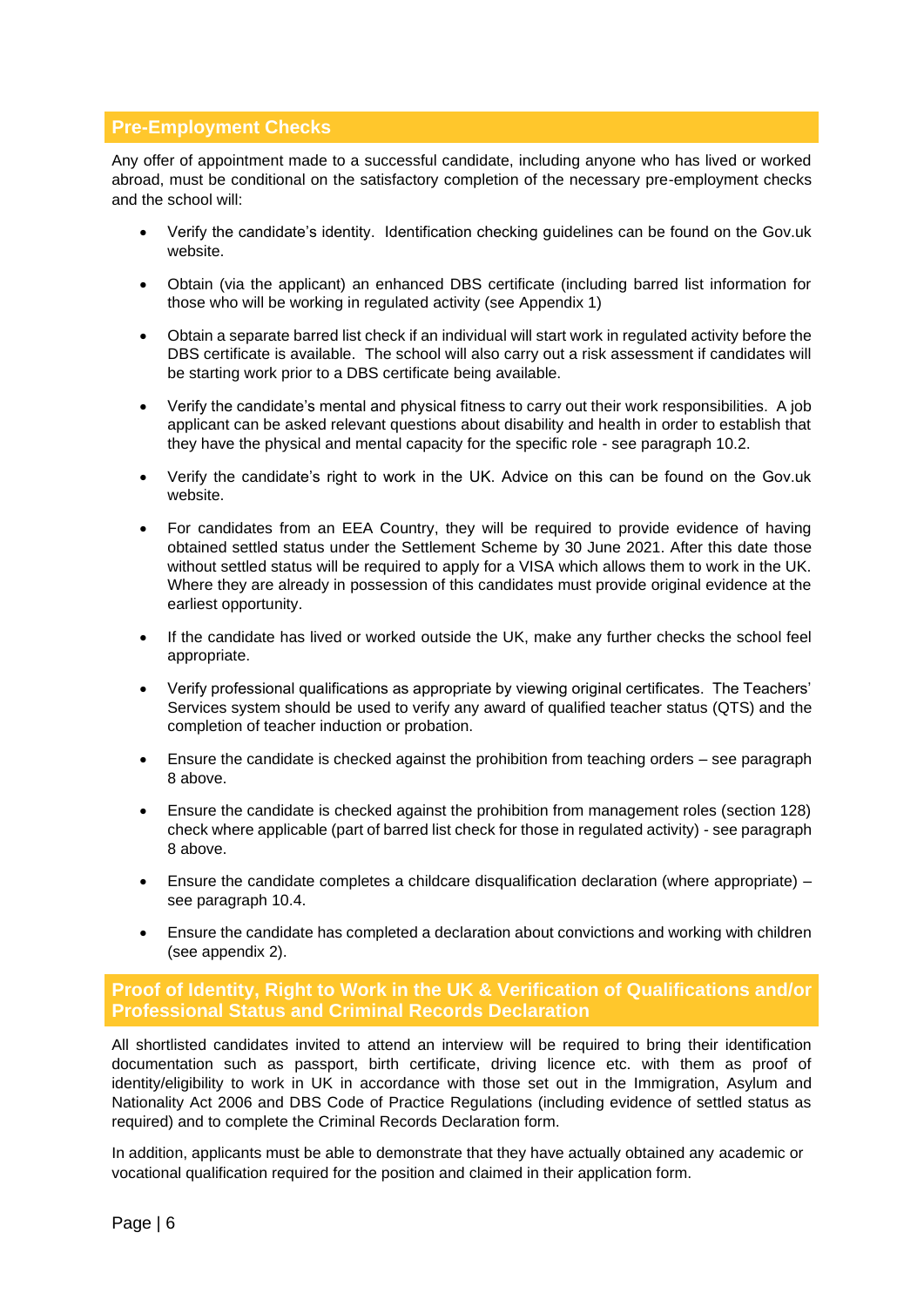## Pre-Employment Checks

Any offer of appointment made to a successful candidate, including anyone who has lived or worked abroad, must be conditional on the satisfactory completion of the necessary pre-employment checks and the school will:

- Verify the candidate's identity. Identification checking guidelines can be found on the Gov.uk website.
- Obtain (via the applicant) an enhanced DBS certificate (including barred list information for those who will be working in regulated activity (see Appendix 1)
- Obtain a separate barred list check if an individual will start work in regulated activity before the DBS certificate is available. The school will also carry out a risk assessment if candidates will be starting work prior to a DBS certificate being available.
- Verify the candidate's mental and physical fitness to carry out their work responsibilities. A job applicant can be asked relevant questions about disability and health in order to establish that they have the physical and mental capacity for the specific role - see paragraph 10.2.
- Verify the candidate's right to work in the UK. Advice on this can be found on the Gov.uk website.
- For candidates from an EEA Country, they will be required to provide evidence of having obtained settled status under the Settlement Scheme by 30 June 2021. After this date those without settled status will be required to apply for a VISA which allows them to work in the UK. Where they are already in possession of this candidates must provide original evidence at the earliest opportunity.
- If the candidate has lived or worked outside the UK, make any further checks the school feel appropriate.
- Verify professional qualifications as appropriate by viewing original certificates. The Teachers' Services system should be used to verify any award of qualified teacher status (QTS) and the completion of teacher induction or probation.
- Ensure the candidate is checked against the prohibition from teaching orders – see paragraph 8 above.
- Ensure the candidate is checked against the prohibition from management roles (section 128) check where applicable (part of barred list check for those in regulated activity) - see paragraph 8 above.
- Ensure the candidate completes a childcare disqualification declaration (where appropriate) – see paragraph 10.4.
- Ensure the candidate has completed a declaration about convictions and working with children (see appendix 2).

## Proof of Identity, Right to Work in the UK & Verification of Qualifications and/or Professional Status and Criminal Records Declaration

All shortlisted candidates invited to attend an interview will be required to bring their identification documentation such as passport, birth certificate, driving licence etc. with them as proof of identity/eligibility to work in UK in accordance with those set out in the Immigration, Asylum and Nationality Act 2006 and DBS Code of Practice Regulations (including evidence of settled status as required) and to complete the Criminal Records Declaration form.

In addition, applicants must be able to demonstrate that they have actually obtained any academic or vocational qualification required for the position and claimed in their application form.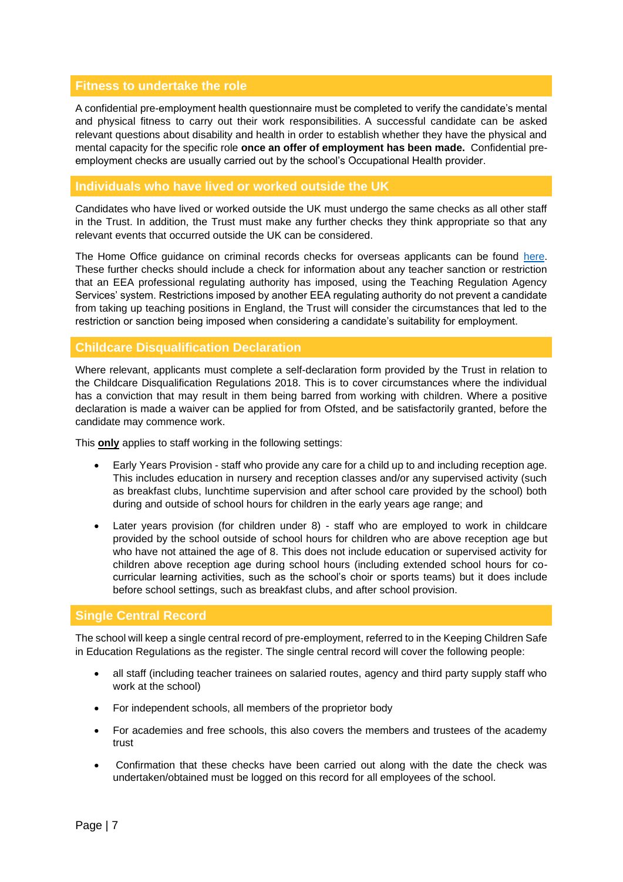## Fitness to undertake the role

A confidential pre-employment health questionnaire must be completed to verify the candidate's mental and physical fitness to carry out their work responsibilities. A successful candidate can be asked relevant questions about disability and health in order to establish whether they have the physical and mental capacity for the specific role **once an offer of employment has been made.** Confidential pre-employment checks are usually carried out by the school's Occupational Health provider.

## Individuals who have lived or worked outside the UK

Candidates who have lived or worked outside the UK must undergo the same checks as all other staff in the Trust. In addition, the Trust must make any further checks they think appropriate so that any relevant events that occurred outside the UK can be considered.

The Home Office guidance on criminal records checks for overseas applicants can be found here. These further checks should include a check for information about any teacher sanction or restriction that an EEA professional regulating authority has imposed, using the Teaching Regulation Agency Services' system. Restrictions imposed by another EEA regulating authority do not prevent a candidate from taking up teaching positions in England, the Trust will consider the circumstances that led to the restriction or sanction being imposed when considering a candidate's suitability for employment.

## Childcare Disqualification Declaration

Where relevant, applicants must complete a self-declaration form provided by the Trust in relation to the Childcare Disqualification Regulations 2018. This is to cover circumstances where the individual has a conviction that may result in them being barred from working with children. Where a positive declaration is made a waiver can be applied for from Ofsted, and be satisfactorily granted, before the candidate may commence work.

This **only** applies to staff working in the following settings:

- Early Years Provision - staff who provide any care for a child up to and including reception age. This includes education in nursery and reception classes and/or any supervised activity (such as breakfast clubs, lunchtime supervision and after school care provided by the school) both during and outside of school hours for children in the early years age range; and
- Later years provision (for children under 8) - staff who are employed to work in childcare provided by the school outside of school hours for children who are above reception age but who have not attained the age of 8. This does not include education or supervised activity for children above reception age during school hours (including extended school hours for co-curricular learning activities, such as the school's choir or sports teams) but it does include before school settings, such as breakfast clubs, and after school provision.

## Single Central Record

The school will keep a single central record of pre-employment, referred to in the Keeping Children Safe in Education Regulations as the register. The single central record will cover the following people:

- all staff (including teacher trainees on salaried routes, agency and third party supply staff who work at the school)
- For independent schools, all members of the proprietor body
- For academies and free schools, this also covers the members and trustees of the academy trust
- Confirmation that these checks have been carried out along with the date the check was undertaken/obtained must be logged on this record for all employees of the school.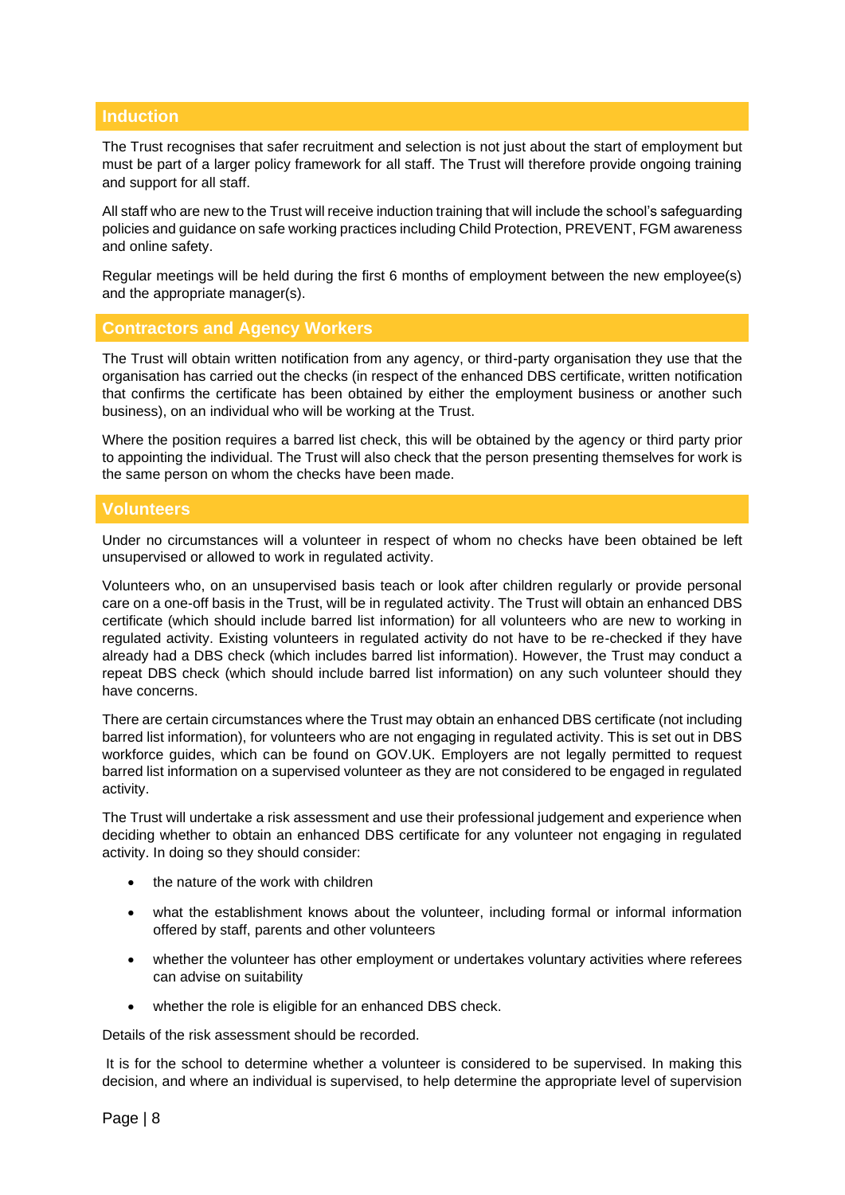## Induction

The Trust recognises that safer recruitment and selection is not just about the start of employment but must be part of a larger policy framework for all staff. The Trust will therefore provide ongoing training and support for all staff.

All staff who are new to the Trust will receive induction training that will include the school's safeguarding policies and guidance on safe working practices including Child Protection, PREVENT, FGM awareness and online safety.

Regular meetings will be held during the first 6 months of employment between the new employee(s) and the appropriate manager(s).

## Contractors and Agency Workers

The Trust will obtain written notification from any agency, or third-party organisation they use that the organisation has carried out the checks (in respect of the enhanced DBS certificate, written notification that confirms the certificate has been obtained by either the employment business or another such business), on an individual who will be working at the Trust.

Where the position requires a barred list check, this will be obtained by the agency or third party prior to appointing the individual. The Trust will also check that the person presenting themselves for work is the same person on whom the checks have been made.

## Volunteers

Under no circumstances will a volunteer in respect of whom no checks have been obtained be left unsupervised or allowed to work in regulated activity.

Volunteers who, on an unsupervised basis teach or look after children regularly or provide personal care on a one-off basis in the Trust, will be in regulated activity. The Trust will obtain an enhanced DBS certificate (which should include barred list information) for all volunteers who are new to working in regulated activity. Existing volunteers in regulated activity do not have to be re-checked if they have already had a DBS check (which includes barred list information). However, the Trust may conduct a repeat DBS check (which should include barred list information) on any such volunteer should they have concerns.

There are certain circumstances where the Trust may obtain an enhanced DBS certificate (not including barred list information), for volunteers who are not engaging in regulated activity. This is set out in DBS workforce guides, which can be found on GOV.UK. Employers are not legally permitted to request barred list information on a supervised volunteer as they are not considered to be engaged in regulated activity.

The Trust will undertake a risk assessment and use their professional judgement and experience when deciding whether to obtain an enhanced DBS certificate for any volunteer not engaging in regulated activity. In doing so they should consider:

- the nature of the work with children
- what the establishment knows about the volunteer, including formal or informal information offered by staff, parents and other volunteers
- whether the volunteer has other employment or undertakes voluntary activities where referees can advise on suitability
- whether the role is eligible for an enhanced DBS check.

Details of the risk assessment should be recorded.

It is for the school to determine whether a volunteer is considered to be supervised. In making this decision, and where an individual is supervised, to help determine the appropriate level of supervision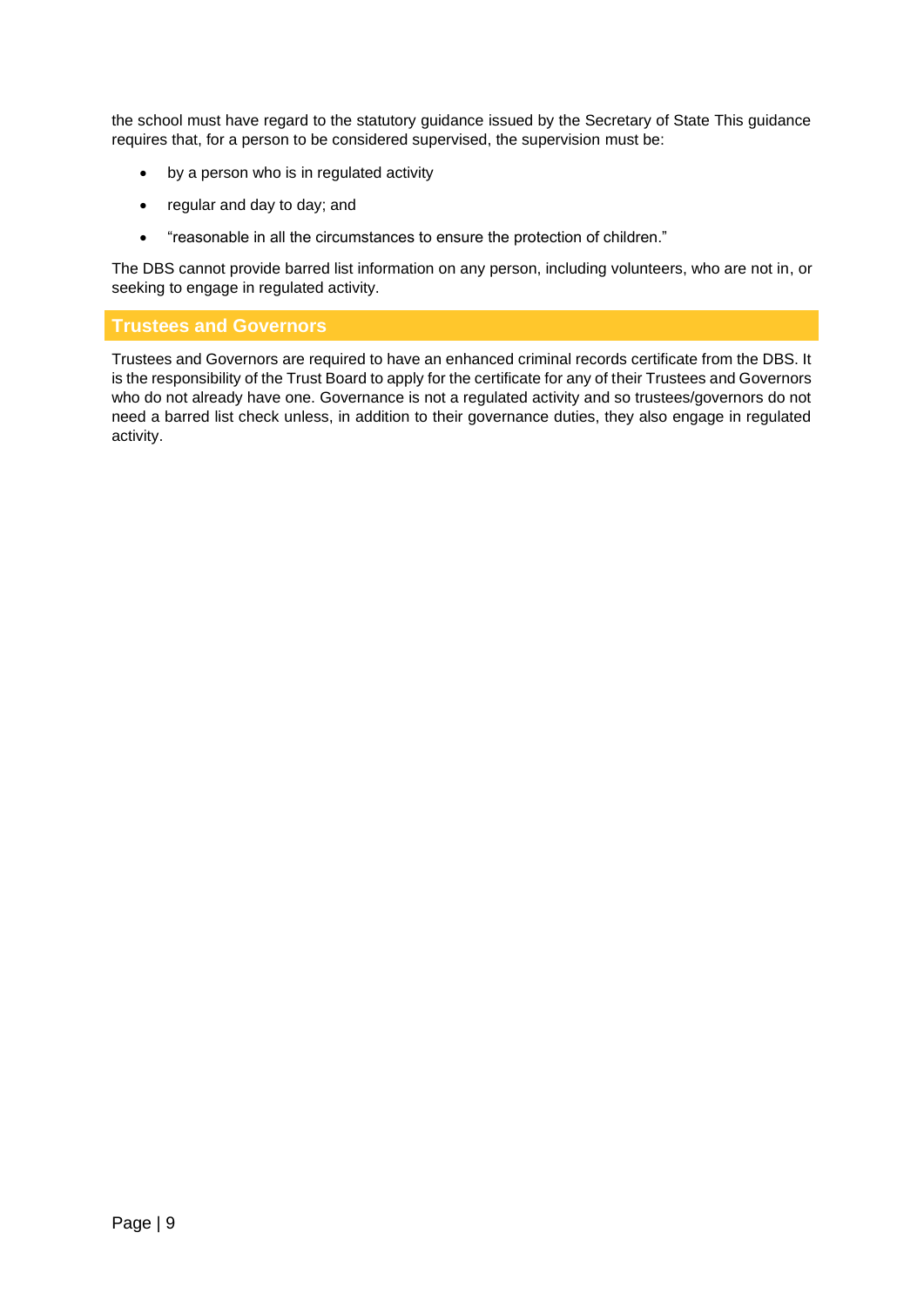the school must have regard to the statutory guidance issued by the Secretary of State This guidance requires that, for a person to be considered supervised, the supervision must be:

- by a person who is in regulated activity
- regular and day to day; and
- "reasonable in all the circumstances to ensure the protection of children."

The DBS cannot provide barred list information on any person, including volunteers, who are not in, or seeking to engage in regulated activity.

## Trustees and Governors

Trustees and Governors are required to have an enhanced criminal records certificate from the DBS. It is the responsibility of the Trust Board to apply for the certificate for any of their Trustees and Governors who do not already have one. Governance is not a regulated activity and so trustees/governors do not need a barred list check unless, in addition to their governance duties, they also engage in regulated activity.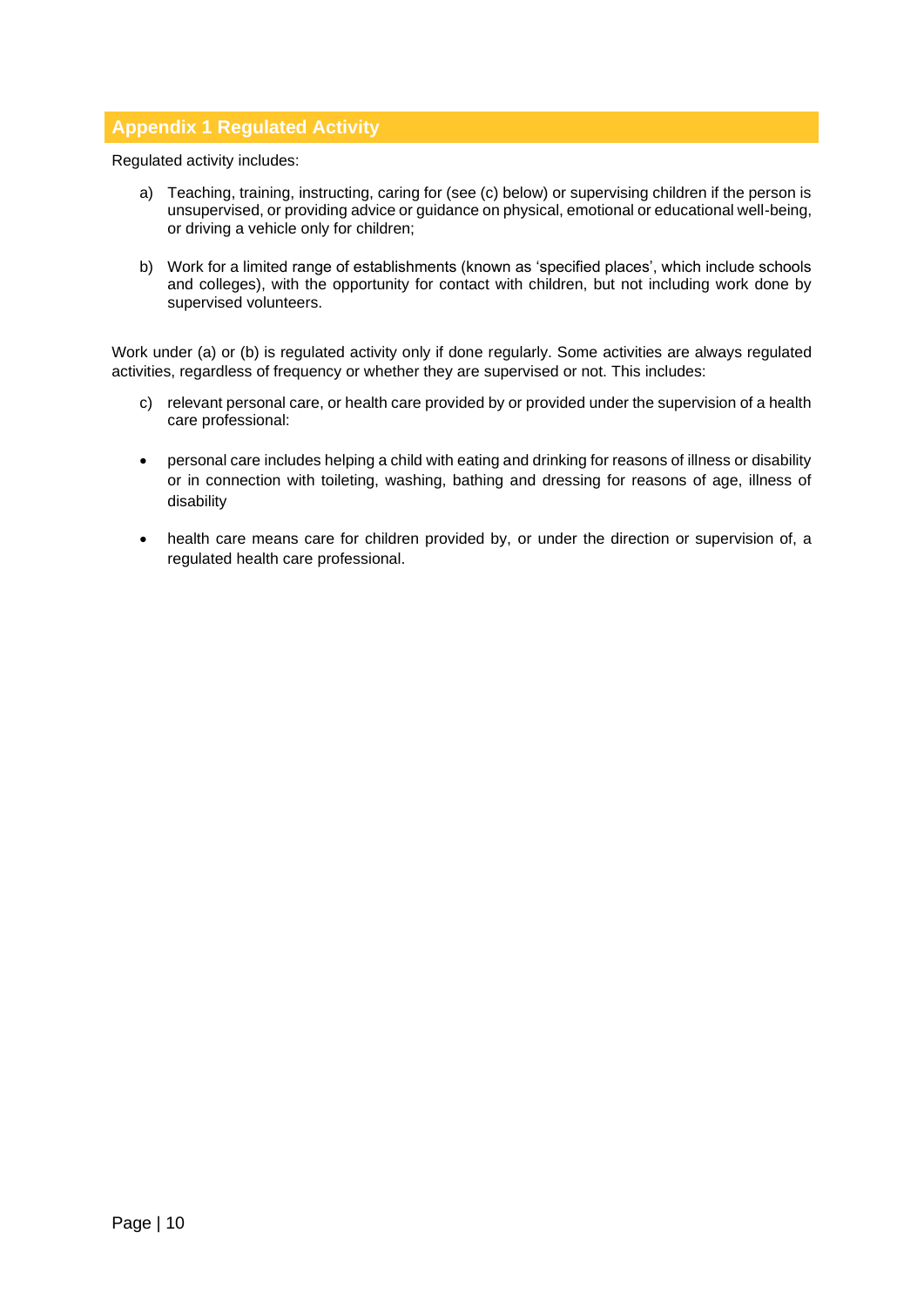## Appendix 1 Regulated Activity

Regulated activity includes:

a) Teaching, training, instructing, caring for (see (c) below) or supervising children if the person is unsupervised, or providing advice or guidance on physical, emotional or educational well-being, or driving a vehicle only for children;

b) Work for a limited range of establishments (known as 'specified places', which include schools and colleges), with the opportunity for contact with children, but not including work done by supervised volunteers.

Work under (a) or (b) is regulated activity only if done regularly. Some activities are always regulated activities, regardless of frequency or whether they are supervised or not. This includes:

c) relevant personal care, or health care provided by or provided under the supervision of a health care professional:

- personal care includes helping a child with eating and drinking for reasons of illness or disability or in connection with toileting, washing, bathing and dressing for reasons of age, illness of disability
- health care means care for children provided by, or under the direction or supervision of, a regulated health care professional.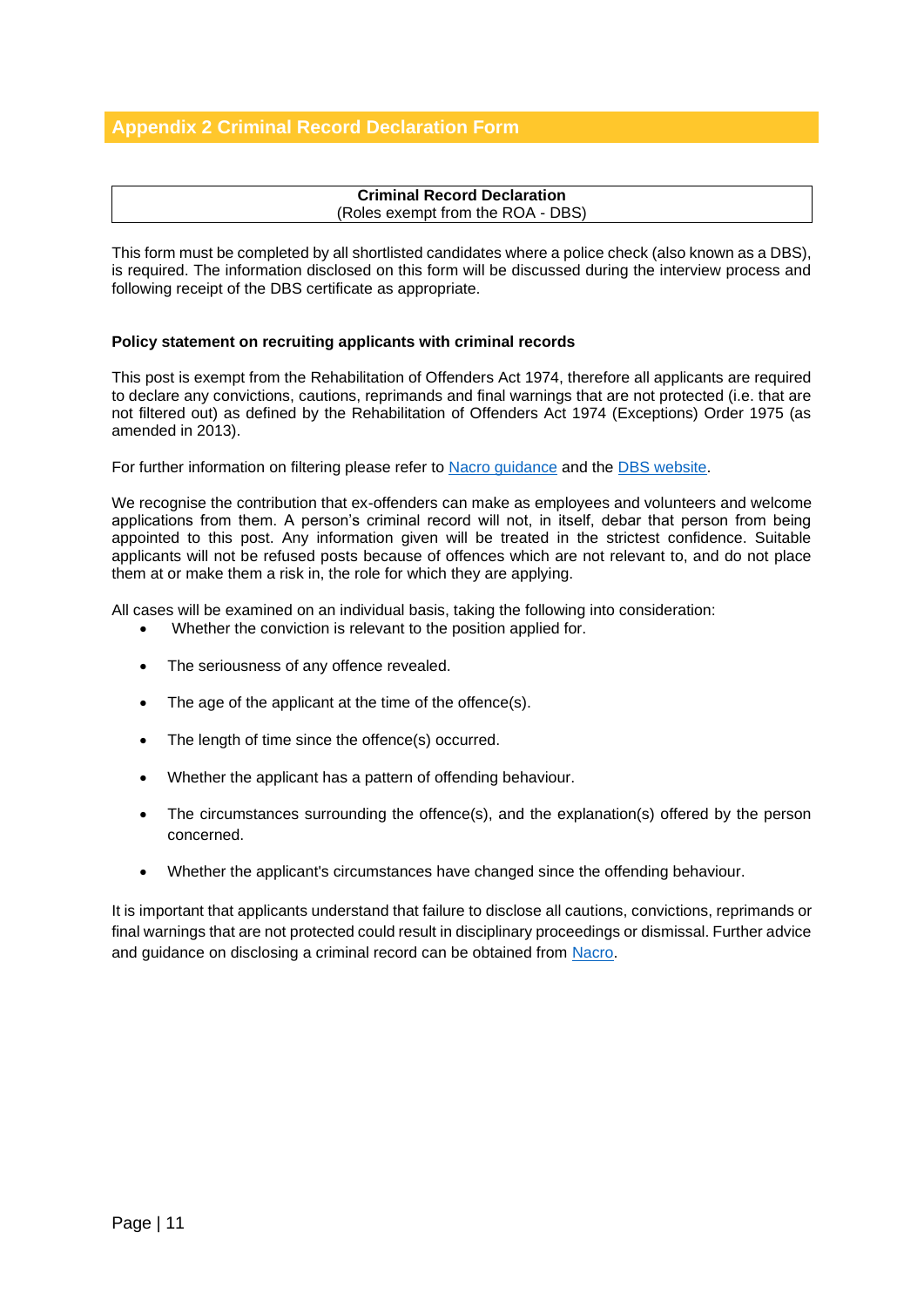## Appendix 2 Criminal Record Declaration Form

| **Criminal Record Declaration**<br>(Roles exempt from the ROA - DBS) |
|---|

This form must be completed by all shortlisted candidates where a police check (also known as a DBS), is required. The information disclosed on this form will be discussed during the interview process and following receipt of the DBS certificate as appropriate.

**Policy statement on recruiting applicants with criminal records**

This post is exempt from the Rehabilitation of Offenders Act 1974, therefore all applicants are required to declare any convictions, cautions, reprimands and final warnings that are not protected (i.e. that are not filtered out) as defined by the Rehabilitation of Offenders Act 1974 (Exceptions) Order 1975 (as amended in 2013).

For further information on filtering please refer to Nacro guidance and the DBS website.

We recognise the contribution that ex-offenders can make as employees and volunteers and welcome applications from them. A person's criminal record will not, in itself, debar that person from being appointed to this post. Any information given will be treated in the strictest confidence. Suitable applicants will not be refused posts because of offences which are not relevant to, and do not place them at or make them a risk in, the role for which they are applying.

All cases will be examined on an individual basis, taking the following into consideration:

- Whether the conviction is relevant to the position applied for.
- The seriousness of any offence revealed.
- The age of the applicant at the time of the offence(s).
- The length of time since the offence(s) occurred.
- Whether the applicant has a pattern of offending behaviour.
- The circumstances surrounding the offence(s), and the explanation(s) offered by the person concerned.
- Whether the applicant's circumstances have changed since the offending behaviour.

It is important that applicants understand that failure to disclose all cautions, convictions, reprimands or final warnings that are not protected could result in disciplinary proceedings or dismissal. Further advice and guidance on disclosing a criminal record can be obtained from Nacro.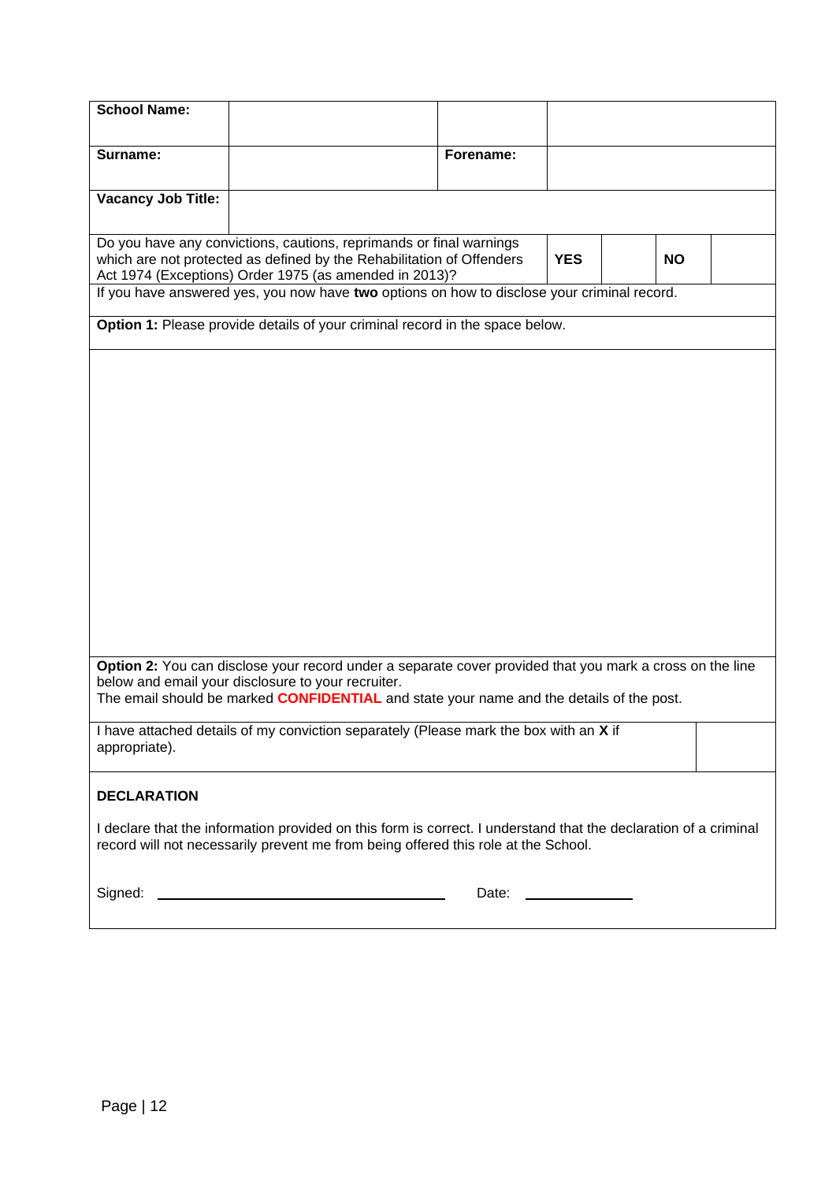| | | | | | | |
|---|---|---|---|---|---|---|
| **School Name:** | | | | | | |
| **Surname:** | | **Forename:** | | | | |
| **Vacancy Job Title:** | | | | | | |
| Do you have any convictions, cautions, reprimands or final warnings which are not protected as defined by the Rehabilitation of Offenders Act 1974 (Exceptions) Order 1975 (as amended in 2013)? | | | **YES** | | **NO** | |

If you have answered yes, you now have **two** options on how to disclose your criminal record.

**Option 1:** Please provide details of your criminal record in the space below.

**Option 2:** You can disclose your record under a separate cover provided that you mark a cross on the line below and email your disclosure to your recruiter.
The email should be marked **CONFIDENTIAL** and state your name and the details of the post.

| | |
|---|---|
| I have attached details of my conviction separately (Please mark the box with an **X** if appropriate). | |

**DECLARATION**

I declare that the information provided on this form is correct. I understand that the declaration of a criminal record will not necessarily prevent me from being offered this role at the School.

Signed: ______________________ Date: __________